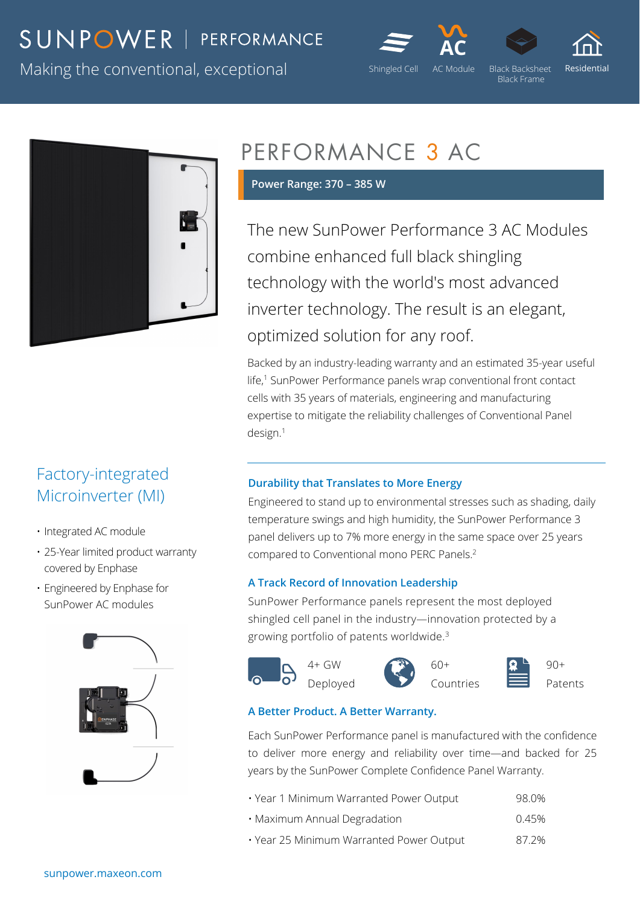# SUNPOWER | PERFORMANCE

Making the conventional, exceptional

Shingled Cell | AC Module | Black Backsheet Black Frame | Residential

# PERFORMANCE 3 AC

**Power Range: 370 – 385 W**

The new SunPower Performance 3 AC Modules combine enhanced full black shingling technology with the world's most advanced inverter technology. The result is an elegant, optimized solution for any roof.

Backed by an industry-leading warranty and an estimated 35-year useful life,[1] SunPower Performance panels wrap conventional front contact cells with 35 years of materials, engineering and manufacturing expertise to mitigate the reliability challenges of Conventional Panel design.[1]

## Factory-integrated Microinverter (MI)

- Integrated AC module
- 25-Year limited product warranty covered by Enphase
- Engineered by Enphase for SunPower AC modules

### Durability that Translates to More Energy

Engineered to stand up to environmental stresses such as shading, daily temperature swings and high humidity, the SunPower Performance 3 panel delivers up to 7% more energy in the same space over 25 years compared to Conventional mono PERC Panels.[2]

### A Track Record of Innovation Leadership

SunPower Performance panels represent the most deployed shingled cell panel in the industry—innovation protected by a growing portfolio of patents worldwide.[3]

4+ GW Deployed

60+ Countries

90+ Patents

### A Better Product. A Better Warranty.

Each SunPower Performance panel is manufactured with the confidence to deliver more energy and reliability over time—and backed for 25 years by the SunPower Complete Confidence Panel Warranty.

| | |
|---|---|
| • Year 1 Minimum Warranted Power Output | 98.0% |
| • Maximum Annual Degradation | 0.45% |
| • Year 25 Minimum Warranted Power Output | 87.2% |

sunpower.maxeon.com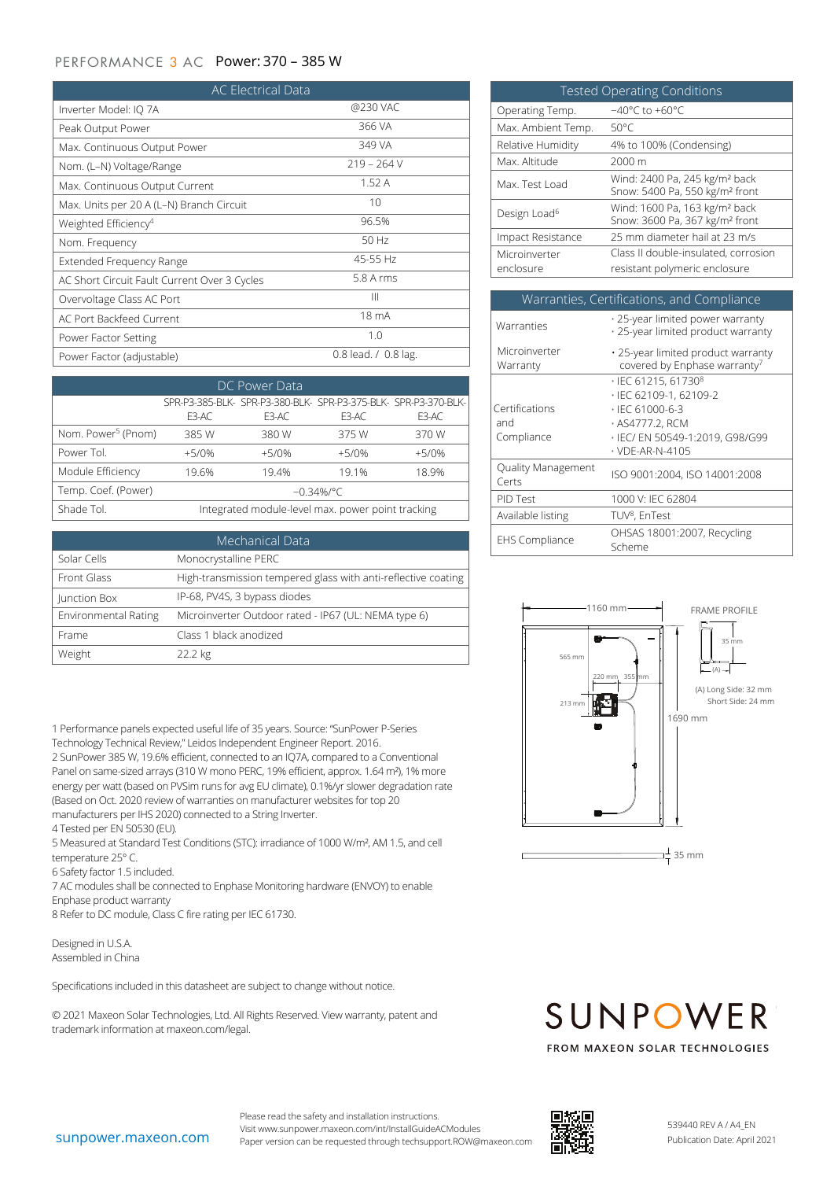# PERFORMANCE 3 AC Power: 370 – 385 W

| AC Electrical Data | |
|---|---|
| Inverter Model: IQ 7A | @230 VAC |
| Peak Output Power | 366 VA |
| Max. Continuous Output Power | 349 VA |
| Nom. (L–N) Voltage/Range | 219 – 264 V |
| Max. Continuous Output Current | 1.52 A |
| Max. Units per 20 A (L–N) Branch Circuit | 10 |
| Weighted Efficiency[4] | 96.5% |
| Nom. Frequency | 50 Hz |
| Extended Frequency Range | 45-55 Hz |
| AC Short Circuit Fault Current Over 3 Cycles | 5.8 A rms |
| Overvoltage Class AC Port | III |
| AC Port Backfeed Current | 18 mA |
| Power Factor Setting | 1.0 |
| Power Factor (adjustable) | 0.8 lead. / 0.8 lag. |

| DC Power Data | SPR-P3-385-BLK-E3-AC | SPR-P3-380-BLK-E3-AC | SPR-P3-375-BLK-E3-AC | SPR-P3-370-BLK-E3-AC |
|---|---|---|---|---|
| Nom. Power[5] (Pnom) | 385 W | 380 W | 375 W | 370 W |
| Power Tol. | +5/0% | +5/0% | +5/0% | +5/0% |
| Module Efficiency | 19.6% | 19.4% | 19.1% | 18.9% |
| Temp. Coef. (Power) | −0.34%/°C | | | |
| Shade Tol. | Integrated module-level max. power point tracking | | | |

| Mechanical Data | |
|---|---|
| Solar Cells | Monocrystalline PERC |
| Front Glass | High-transmission tempered glass with anti-reflective coating |
| Junction Box | IP-68, PV4S, 3 bypass diodes |
| Environmental Rating | Microinverter Outdoor rated - IP67 (UL: NEMA type 6) |
| Frame | Class 1 black anodized |
| Weight | 22.2 kg |

| Tested Operating Conditions | |
|---|---|
| Operating Temp. | −40°C to +60°C |
| Max. Ambient Temp. | 50°C |
| Relative Humidity | 4% to 100% (Condensing) |
| Max. Altitude | 2000 m |
| Max. Test Load | Wind: 2400 Pa, 245 kg/m² back<br>Snow: 5400 Pa, 550 kg/m² front |
| Design Load[6] | Wind: 1600 Pa, 163 kg/m² back<br>Snow: 3600 Pa, 367 kg/m² front |
| Impact Resistance | 25 mm diameter hail at 23 m/s |
| Microinverter enclosure | Class II double-insulated, corrosion resistant polymeric enclosure |

| Warranties, Certifications, and Compliance | |
|---|---|
| Warranties | • 25-year limited power warranty<br>• 25-year limited product warranty |
| Microinverter Warranty | • 25-year limited product warranty covered by Enphase warranty[7] |
| Certifications and Compliance | • IEC 61215, 61730[8]<br>• IEC 62109-1, 62109-2<br>• IEC 61000-6-3<br>• AS4777.2, RCM<br>• IEC/ EN 50549-1:2019, G98/G99<br>• VDE-AR-N-4105 |
| Quality Management Certs | ISO 9001:2004, ISO 14001:2008 |
| PID Test | 1000 V: IEC 62804 |
| Available listing | TUV[8], EnTest |
| EHS Compliance | OHSAS 18001:2007, Recycling Scheme |

1160 mm
565 mm
220 mm
355 mm
213 mm
1690 mm
35 mm

FRAME PROFILE
35 mm
(A)
(A) Long Side: 32 mm
Short Side: 24 mm

1 Performance panels expected useful life of 35 years. Source: "SunPower P-Series Technology Technical Review," Leidos Independent Engineer Report. 2016.
2 SunPower 385 W, 19.6% efficient, connected to an IQ7A, compared to a Conventional Panel on same-sized arrays (310 W mono PERC, 19% efficient, approx. 1.64 m²), 1% more energy per watt (based on PVSim runs for avg EU climate), 0.1%/yr slower degradation rate (Based on Oct. 2020 review of warranties on manufacturer websites for top 20 manufacturers per IHS 2020) connected to a String Inverter.
4 Tested per EN 50530 (EU).
5 Measured at Standard Test Conditions (STC): irradiance of 1000 W/m², AM 1.5, and cell temperature 25° C.
6 Safety factor 1.5 included.
7 AC modules shall be connected to Enphase Monitoring hardware (ENVOY) to enable Enphase product warranty
8 Refer to DC module, Class C fire rating per IEC 61730.

Designed in U.S.A.
Assembled in China

Specifications included in this datasheet are subject to change without notice.

© 2021 Maxeon Solar Technologies, Ltd. All Rights Reserved. View warranty, patent and trademark information at maxeon.com/legal.

SUNPOWER
FROM MAXEON SOLAR TECHNOLOGIES

sunpower.maxeon.com

Please read the safety and installation instructions.
Visit www.sunpower.maxeon.com/int/InstallGuideACModules
Paper version can be requested through techsupport.ROW@maxeon.com

539440 REV A / A4_EN
Publication Date: April 2021